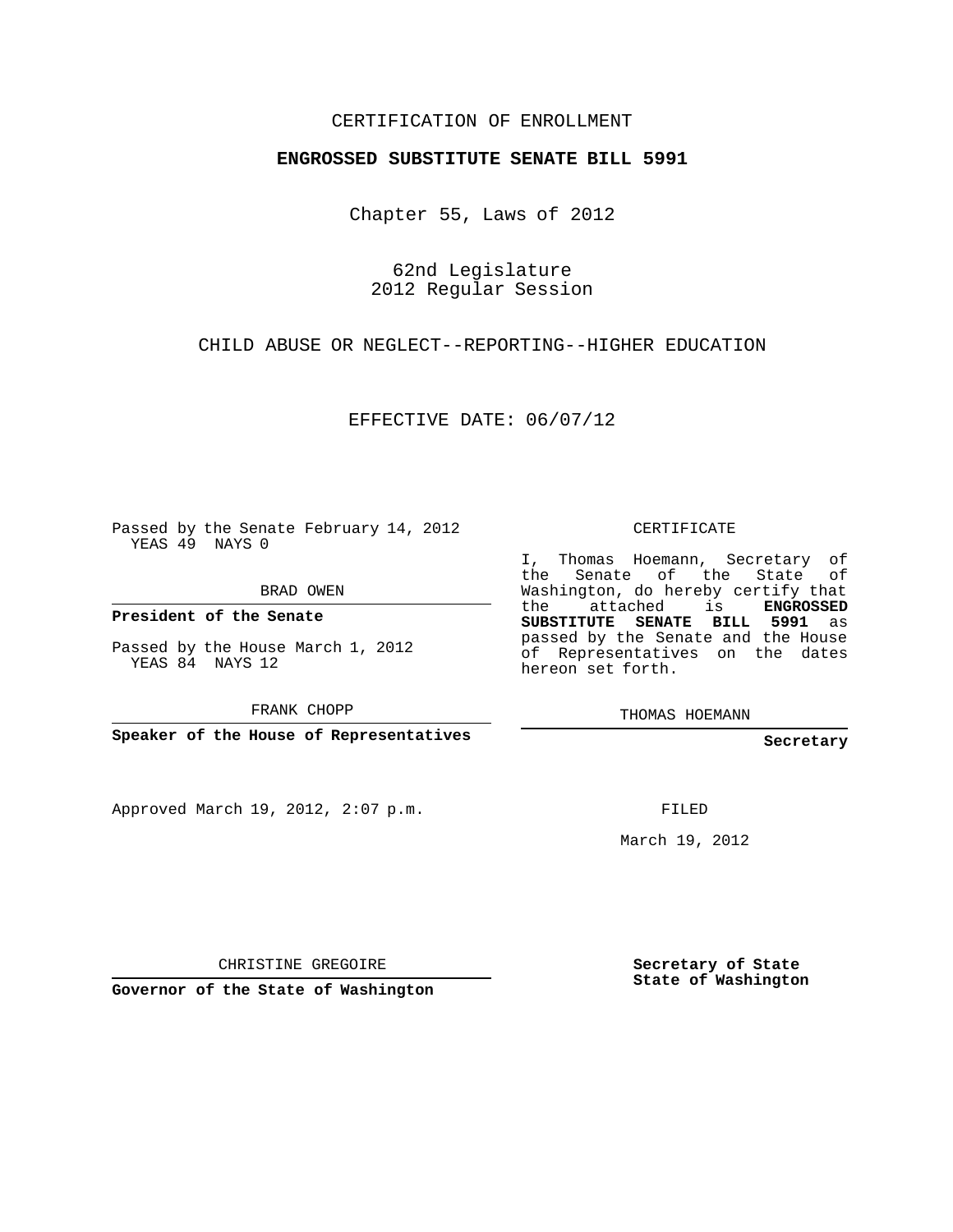CERTIFICATION OF ENROLLMENT

**ENGROSSED SUBSTITUTE SENATE BILL 5991**

Chapter 55, Laws of 2012

62nd Legislature
2012 Regular Session

CHILD ABUSE OR NEGLECT--REPORTING--HIGHER EDUCATION

EFFECTIVE DATE: 06/07/12

Passed by the Senate February 14, 2012
YEAS 49 NAYS 0

BRAD OWEN

**President of the Senate**

Passed by the House March 1, 2012
YEAS 84 NAYS 12

FRANK CHOPP

**Speaker of the House of Representatives**

CERTIFICATE

I, Thomas Hoemann, Secretary of the Senate of the State of Washington, do hereby certify that the attached is **ENGROSSED SUBSTITUTE SENATE BILL 5991** as passed by the Senate and the House of Representatives on the dates hereon set forth.

THOMAS HOEMANN

**Secretary**

Approved March 19, 2012, 2:07 p.m.

FILED

March 19, 2012

CHRISTINE GREGOIRE

**Governor of the State of Washington**

**Secretary of State**
**State of Washington**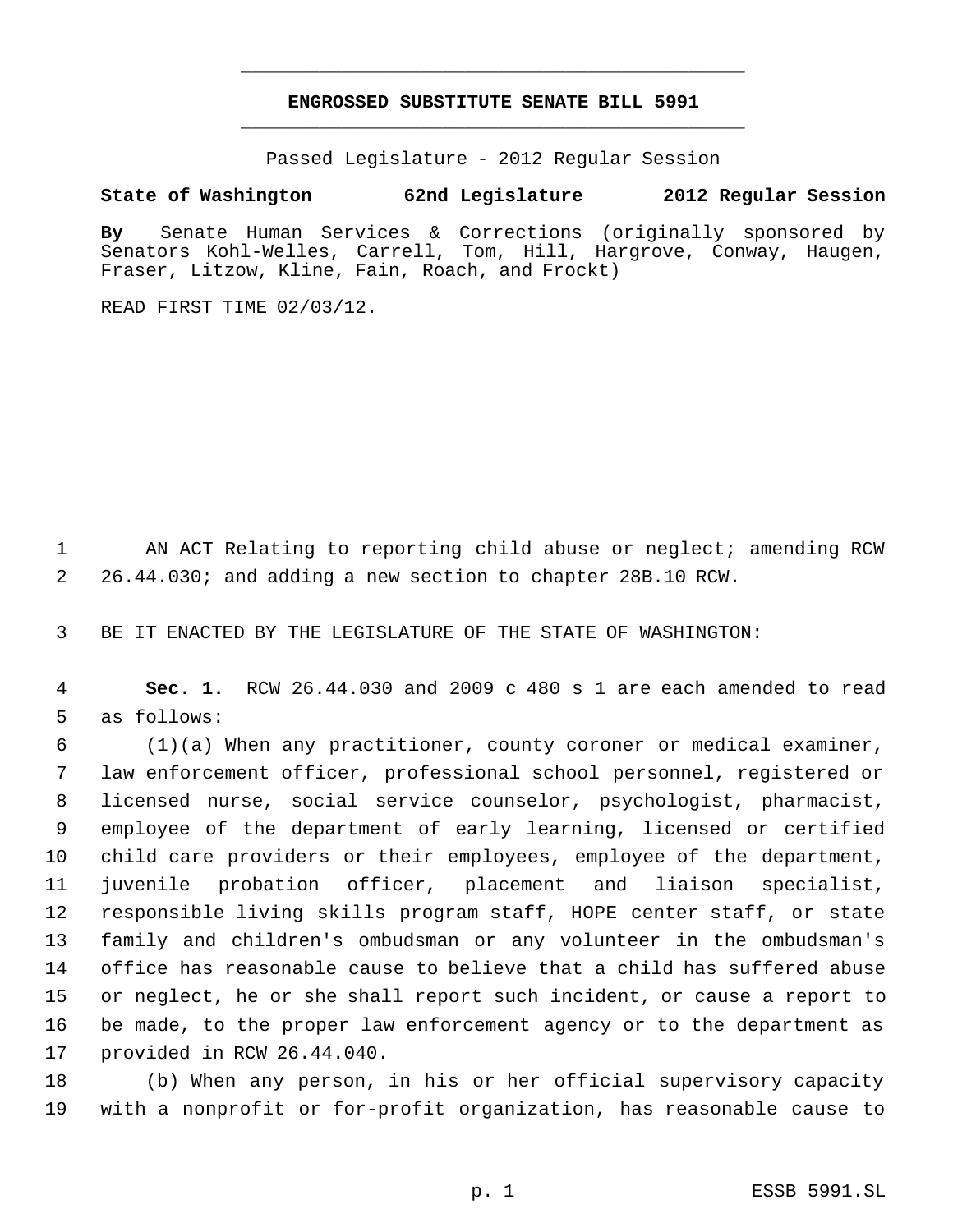# ENGROSSED SUBSTITUTE SENATE BILL 5991

Passed Legislature - 2012 Regular Session

**State of Washington 62nd Legislature 2012 Regular Session**

**By** Senate Human Services & Corrections (originally sponsored by Senators Kohl-Welles, Carrell, Tom, Hill, Hargrove, Conway, Haugen, Fraser, Litzow, Kline, Fain, Roach, and Frockt)

READ FIRST TIME 02/03/12.

AN ACT Relating to reporting child abuse or neglect; amending RCW 26.44.030; and adding a new section to chapter 28B.10 RCW.

BE IT ENACTED BY THE LEGISLATURE OF THE STATE OF WASHINGTON:

**Sec. 1.** RCW 26.44.030 and 2009 c 480 s 1 are each amended to read as follows:

(1)(a) When any practitioner, county coroner or medical examiner, law enforcement officer, professional school personnel, registered or licensed nurse, social service counselor, psychologist, pharmacist, employee of the department of early learning, licensed or certified child care providers or their employees, employee of the department, juvenile probation officer, placement and liaison specialist, responsible living skills program staff, HOPE center staff, or state family and children's ombudsman or any volunteer in the ombudsman's office has reasonable cause to believe that a child has suffered abuse or neglect, he or she shall report such incident, or cause a report to be made, to the proper law enforcement agency or to the department as provided in RCW 26.44.040.

(b) When any person, in his or her official supervisory capacity with a nonprofit or for-profit organization, has reasonable cause to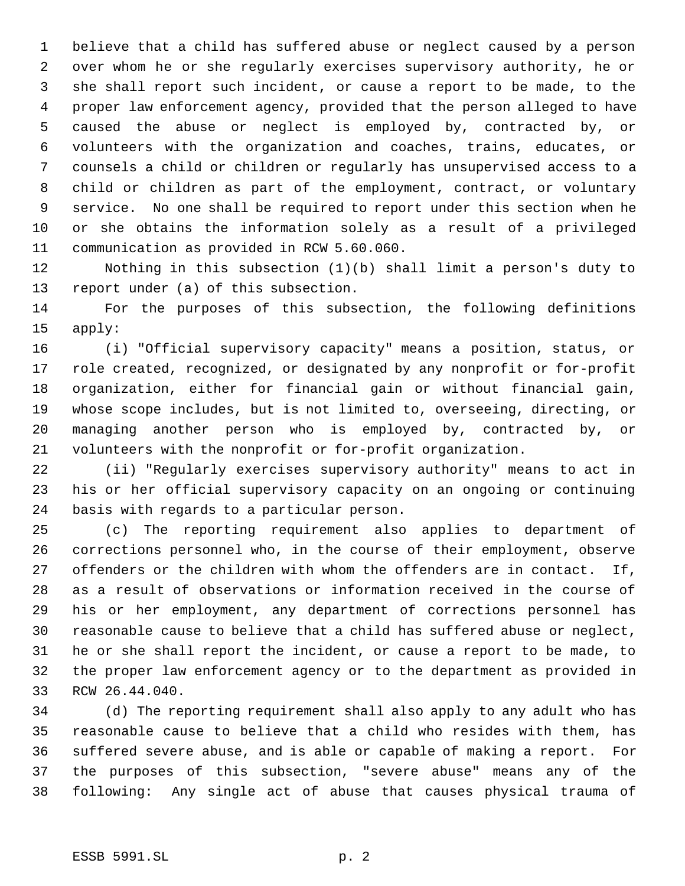believe that a child has suffered abuse or neglect caused by a person over whom he or she regularly exercises supervisory authority, he or she shall report such incident, or cause a report to be made, to the proper law enforcement agency, provided that the person alleged to have caused the abuse or neglect is employed by, contracted by, or volunteers with the organization and coaches, trains, educates, or counsels a child or children or regularly has unsupervised access to a child or children as part of the employment, contract, or voluntary service. No one shall be required to report under this section when he or she obtains the information solely as a result of a privileged communication as provided in RCW 5.60.060.

Nothing in this subsection (1)(b) shall limit a person's duty to report under (a) of this subsection.

For the purposes of this subsection, the following definitions apply:

(i) "Official supervisory capacity" means a position, status, or role created, recognized, or designated by any nonprofit or for-profit organization, either for financial gain or without financial gain, whose scope includes, but is not limited to, overseeing, directing, or managing another person who is employed by, contracted by, or volunteers with the nonprofit or for-profit organization.

(ii) "Regularly exercises supervisory authority" means to act in his or her official supervisory capacity on an ongoing or continuing basis with regards to a particular person.

(c) The reporting requirement also applies to department of corrections personnel who, in the course of their employment, observe offenders or the children with whom the offenders are in contact. If, as a result of observations or information received in the course of his or her employment, any department of corrections personnel has reasonable cause to believe that a child has suffered abuse or neglect, he or she shall report the incident, or cause a report to be made, to the proper law enforcement agency or to the department as provided in RCW 26.44.040.

(d) The reporting requirement shall also apply to any adult who has reasonable cause to believe that a child who resides with them, has suffered severe abuse, and is able or capable of making a report. For the purposes of this subsection, "severe abuse" means any of the following: Any single act of abuse that causes physical trauma of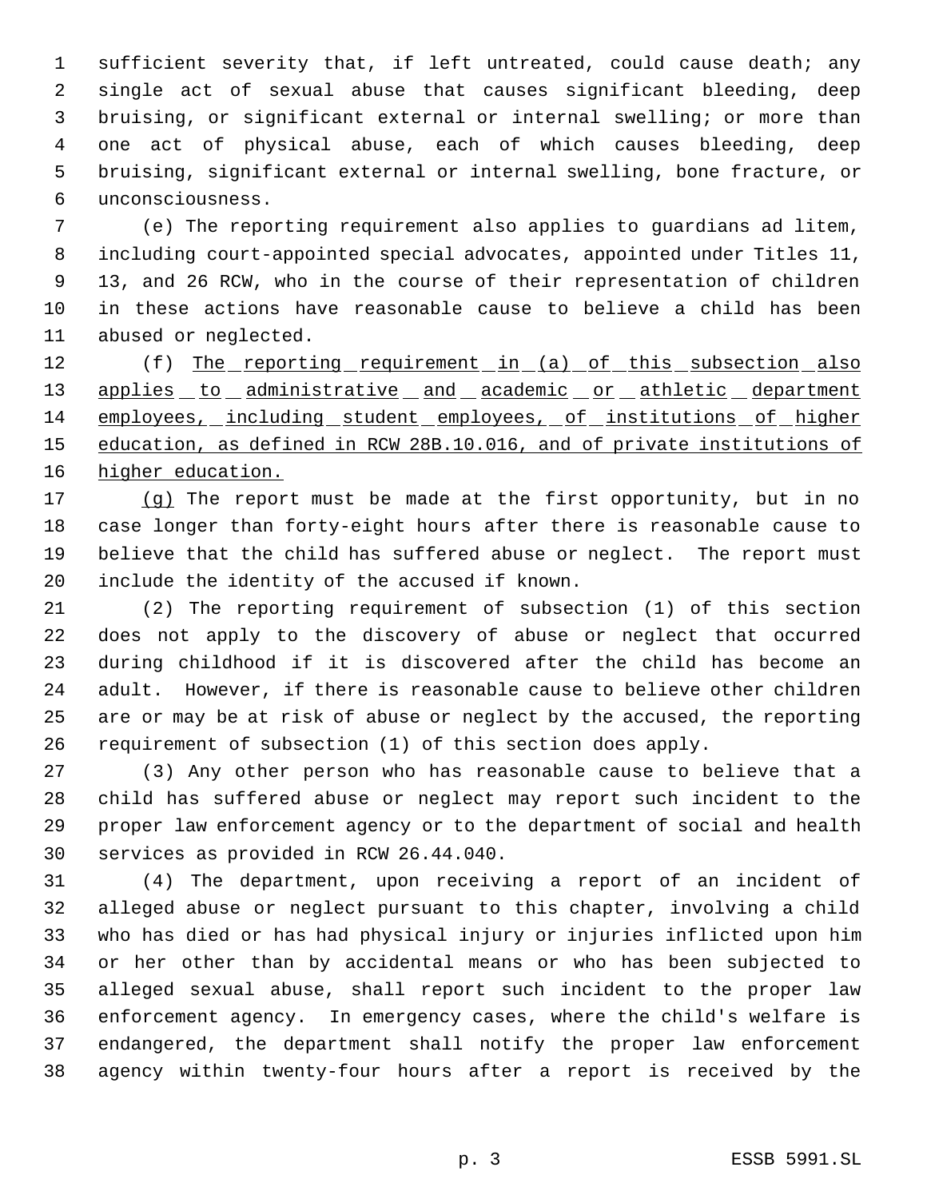sufficient severity that, if left untreated, could cause death; any single act of sexual abuse that causes significant bleeding, deep bruising, or significant external or internal swelling; or more than one act of physical abuse, each of which causes bleeding, deep bruising, significant external or internal swelling, bone fracture, or unconsciousness.

(e) The reporting requirement also applies to guardians ad litem, including court-appointed special advocates, appointed under Titles 11, 13, and 26 RCW, who in the course of their representation of children in these actions have reasonable cause to believe a child has been abused or neglected.

(f) <u>The reporting requirement in (a) of this subsection also applies to administrative and academic or athletic department employees, including student employees, of institutions of higher education, as defined in RCW 28B.10.016, and of private institutions of higher education.</u>

<u>(g)</u> The report must be made at the first opportunity, but in no case longer than forty-eight hours after there is reasonable cause to believe that the child has suffered abuse or neglect. The report must include the identity of the accused if known.

(2) The reporting requirement of subsection (1) of this section does not apply to the discovery of abuse or neglect that occurred during childhood if it is discovered after the child has become an adult. However, if there is reasonable cause to believe other children are or may be at risk of abuse or neglect by the accused, the reporting requirement of subsection (1) of this section does apply.

(3) Any other person who has reasonable cause to believe that a child has suffered abuse or neglect may report such incident to the proper law enforcement agency or to the department of social and health services as provided in RCW 26.44.040.

(4) The department, upon receiving a report of an incident of alleged abuse or neglect pursuant to this chapter, involving a child who has died or has had physical injury or injuries inflicted upon him or her other than by accidental means or who has been subjected to alleged sexual abuse, shall report such incident to the proper law enforcement agency. In emergency cases, where the child's welfare is endangered, the department shall notify the proper law enforcement agency within twenty-four hours after a report is received by the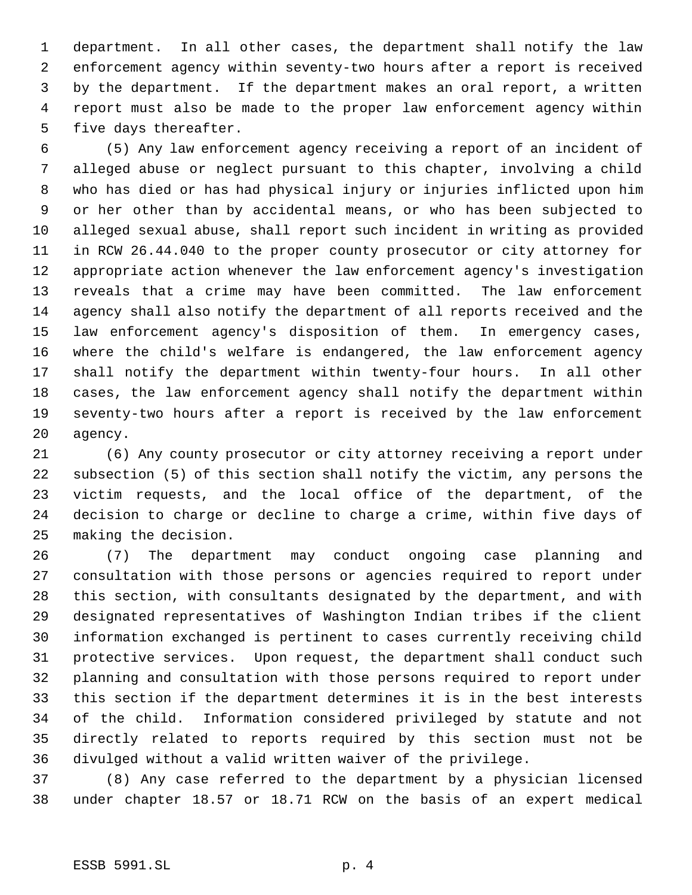department. In all other cases, the department shall notify the law enforcement agency within seventy-two hours after a report is received by the department. If the department makes an oral report, a written report must also be made to the proper law enforcement agency within five days thereafter.

(5) Any law enforcement agency receiving a report of an incident of alleged abuse or neglect pursuant to this chapter, involving a child who has died or has had physical injury or injuries inflicted upon him or her other than by accidental means, or who has been subjected to alleged sexual abuse, shall report such incident in writing as provided in RCW 26.44.040 to the proper county prosecutor or city attorney for appropriate action whenever the law enforcement agency's investigation reveals that a crime may have been committed. The law enforcement agency shall also notify the department of all reports received and the law enforcement agency's disposition of them. In emergency cases, where the child's welfare is endangered, the law enforcement agency shall notify the department within twenty-four hours. In all other cases, the law enforcement agency shall notify the department within seventy-two hours after a report is received by the law enforcement agency.

(6) Any county prosecutor or city attorney receiving a report under subsection (5) of this section shall notify the victim, any persons the victim requests, and the local office of the department, of the decision to charge or decline to charge a crime, within five days of making the decision.

(7) The department may conduct ongoing case planning and consultation with those persons or agencies required to report under this section, with consultants designated by the department, and with designated representatives of Washington Indian tribes if the client information exchanged is pertinent to cases currently receiving child protective services. Upon request, the department shall conduct such planning and consultation with those persons required to report under this section if the department determines it is in the best interests of the child. Information considered privileged by statute and not directly related to reports required by this section must not be divulged without a valid written waiver of the privilege.

(8) Any case referred to the department by a physician licensed under chapter 18.57 or 18.71 RCW on the basis of an expert medical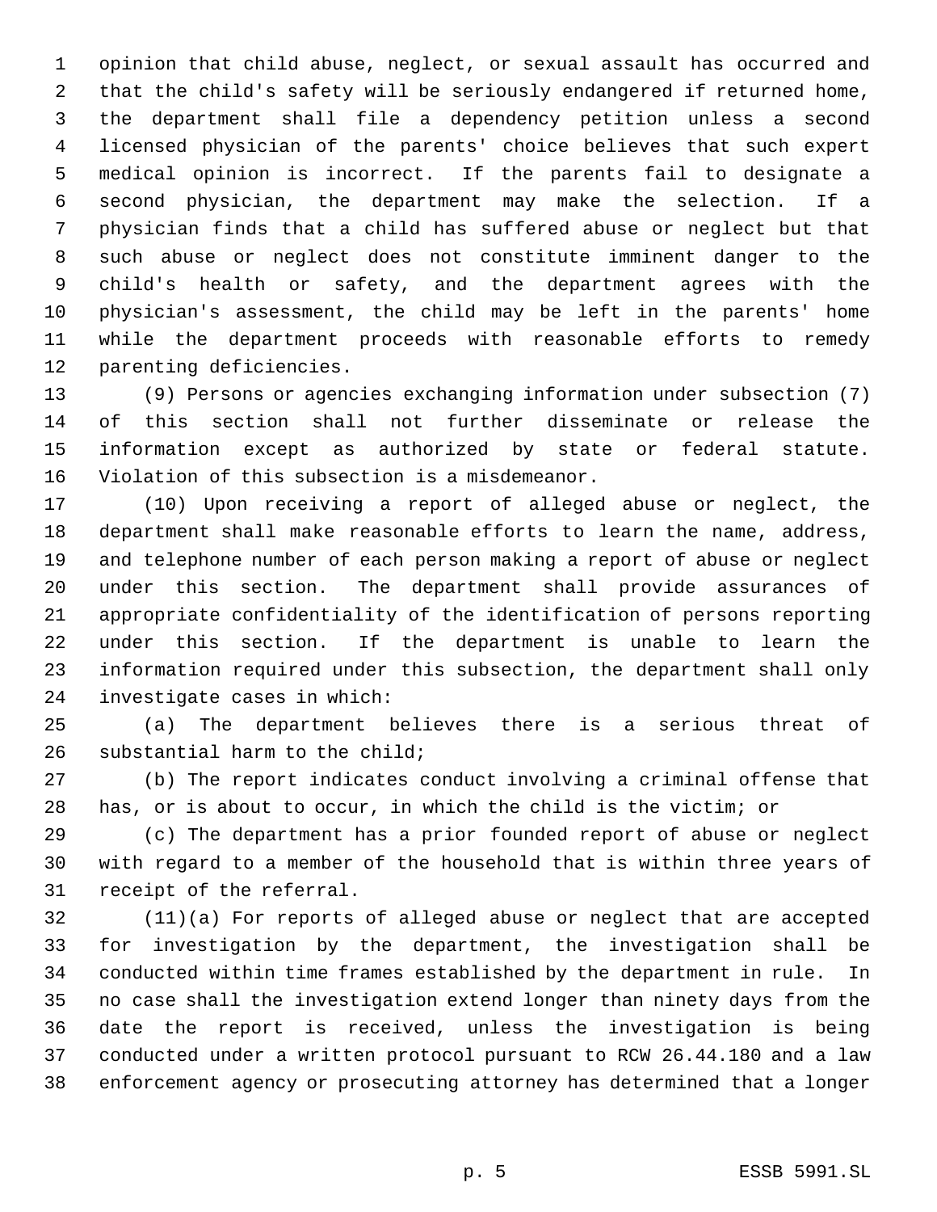opinion that child abuse, neglect, or sexual assault has occurred and that the child's safety will be seriously endangered if returned home, the department shall file a dependency petition unless a second licensed physician of the parents' choice believes that such expert medical opinion is incorrect. If the parents fail to designate a second physician, the department may make the selection. If a physician finds that a child has suffered abuse or neglect but that such abuse or neglect does not constitute imminent danger to the child's health or safety, and the department agrees with the physician's assessment, the child may be left in the parents' home while the department proceeds with reasonable efforts to remedy parenting deficiencies.

(9) Persons or agencies exchanging information under subsection (7) of this section shall not further disseminate or release the information except as authorized by state or federal statute. Violation of this subsection is a misdemeanor.

(10) Upon receiving a report of alleged abuse or neglect, the department shall make reasonable efforts to learn the name, address, and telephone number of each person making a report of abuse or neglect under this section. The department shall provide assurances of appropriate confidentiality of the identification of persons reporting under this section. If the department is unable to learn the information required under this subsection, the department shall only investigate cases in which:

(a) The department believes there is a serious threat of substantial harm to the child;

(b) The report indicates conduct involving a criminal offense that has, or is about to occur, in which the child is the victim; or

(c) The department has a prior founded report of abuse or neglect with regard to a member of the household that is within three years of receipt of the referral.

(11)(a) For reports of alleged abuse or neglect that are accepted for investigation by the department, the investigation shall be conducted within time frames established by the department in rule. In no case shall the investigation extend longer than ninety days from the date the report is received, unless the investigation is being conducted under a written protocol pursuant to RCW 26.44.180 and a law enforcement agency or prosecuting attorney has determined that a longer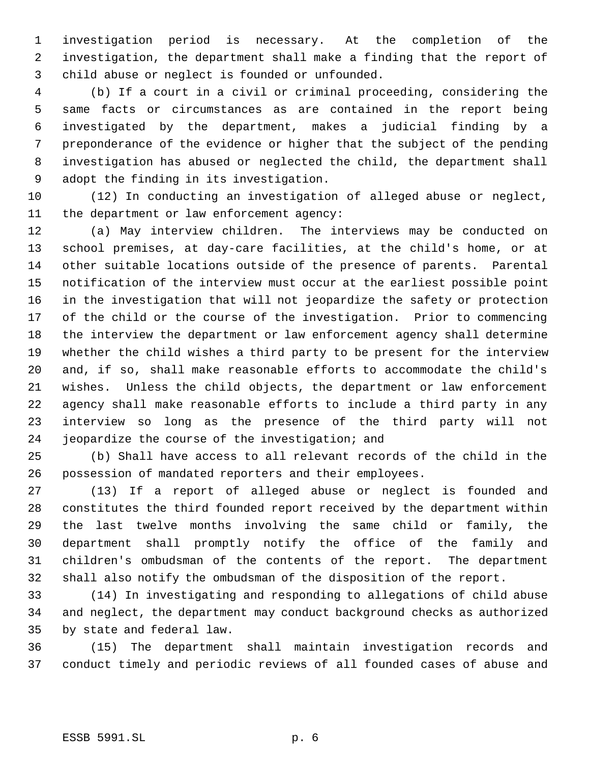investigation period is necessary. At the completion of the investigation, the department shall make a finding that the report of child abuse or neglect is founded or unfounded.

(b) If a court in a civil or criminal proceeding, considering the same facts or circumstances as are contained in the report being investigated by the department, makes a judicial finding by a preponderance of the evidence or higher that the subject of the pending investigation has abused or neglected the child, the department shall adopt the finding in its investigation.

(12) In conducting an investigation of alleged abuse or neglect, the department or law enforcement agency:

(a) May interview children. The interviews may be conducted on school premises, at day-care facilities, at the child's home, or at other suitable locations outside of the presence of parents. Parental notification of the interview must occur at the earliest possible point in the investigation that will not jeopardize the safety or protection of the child or the course of the investigation. Prior to commencing the interview the department or law enforcement agency shall determine whether the child wishes a third party to be present for the interview and, if so, shall make reasonable efforts to accommodate the child's wishes. Unless the child objects, the department or law enforcement agency shall make reasonable efforts to include a third party in any interview so long as the presence of the third party will not jeopardize the course of the investigation; and

(b) Shall have access to all relevant records of the child in the possession of mandated reporters and their employees.

(13) If a report of alleged abuse or neglect is founded and constitutes the third founded report received by the department within the last twelve months involving the same child or family, the department shall promptly notify the office of the family and children's ombudsman of the contents of the report. The department shall also notify the ombudsman of the disposition of the report.

(14) In investigating and responding to allegations of child abuse and neglect, the department may conduct background checks as authorized by state and federal law.

(15) The department shall maintain investigation records and conduct timely and periodic reviews of all founded cases of abuse and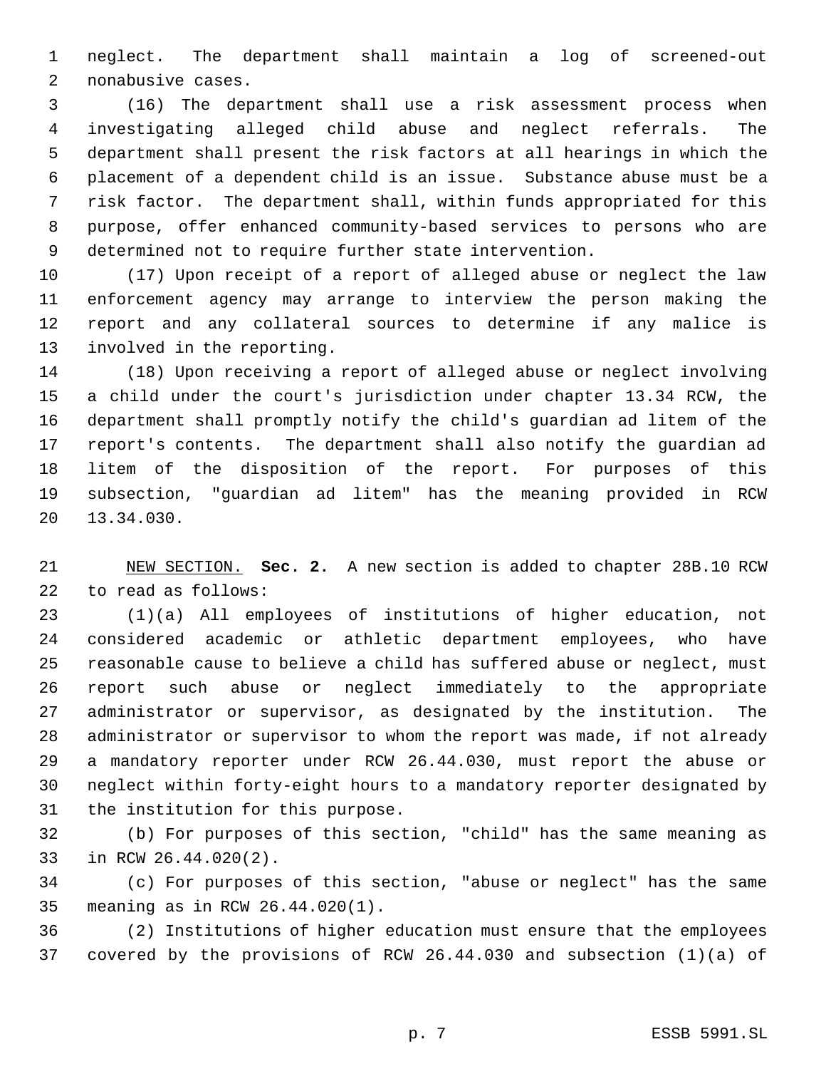neglect. The department shall maintain a log of screened-out nonabusive cases.

(16) The department shall use a risk assessment process when investigating alleged child abuse and neglect referrals. The department shall present the risk factors at all hearings in which the placement of a dependent child is an issue. Substance abuse must be a risk factor. The department shall, within funds appropriated for this purpose, offer enhanced community-based services to persons who are determined not to require further state intervention.

(17) Upon receipt of a report of alleged abuse or neglect the law enforcement agency may arrange to interview the person making the report and any collateral sources to determine if any malice is involved in the reporting.

(18) Upon receiving a report of alleged abuse or neglect involving a child under the court's jurisdiction under chapter 13.34 RCW, the department shall promptly notify the child's guardian ad litem of the report's contents. The department shall also notify the guardian ad litem of the disposition of the report. For purposes of this subsection, "guardian ad litem" has the meaning provided in RCW 13.34.030.

NEW SECTION. **Sec. 2.** A new section is added to chapter 28B.10 RCW to read as follows:

(1)(a) All employees of institutions of higher education, not considered academic or athletic department employees, who have reasonable cause to believe a child has suffered abuse or neglect, must report such abuse or neglect immediately to the appropriate administrator or supervisor, as designated by the institution. The administrator or supervisor to whom the report was made, if not already a mandatory reporter under RCW 26.44.030, must report the abuse or neglect within forty-eight hours to a mandatory reporter designated by the institution for this purpose.

(b) For purposes of this section, "child" has the same meaning as in RCW 26.44.020(2).

(c) For purposes of this section, "abuse or neglect" has the same meaning as in RCW 26.44.020(1).

(2) Institutions of higher education must ensure that the employees covered by the provisions of RCW 26.44.030 and subsection (1)(a) of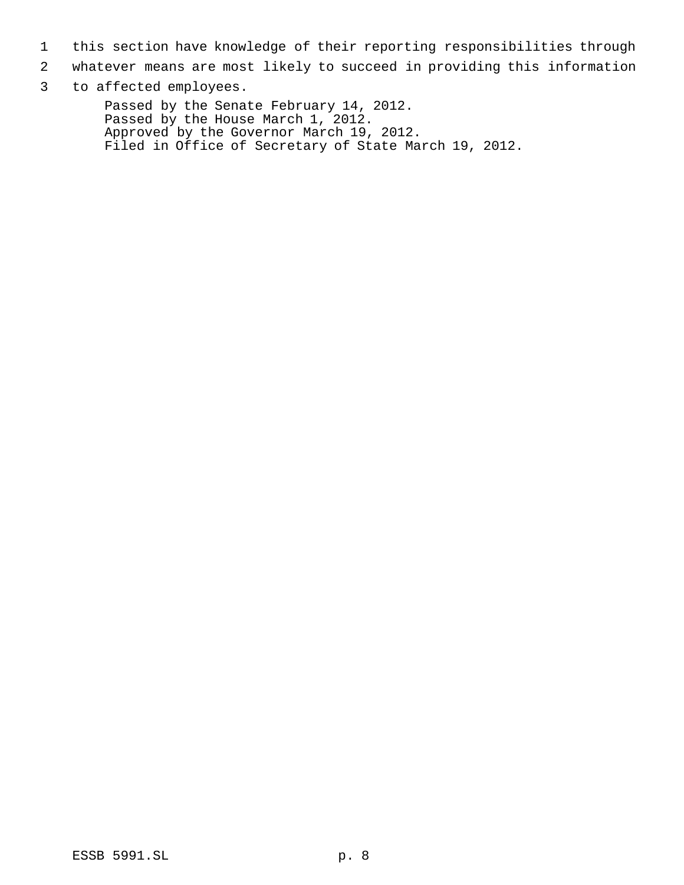this section have knowledge of their reporting responsibilities through whatever means are most likely to succeed in providing this information to affected employees.

Passed by the Senate February 14, 2012.
Passed by the House March 1, 2012.
Approved by the Governor March 19, 2012.
Filed in Office of Secretary of State March 19, 2012.